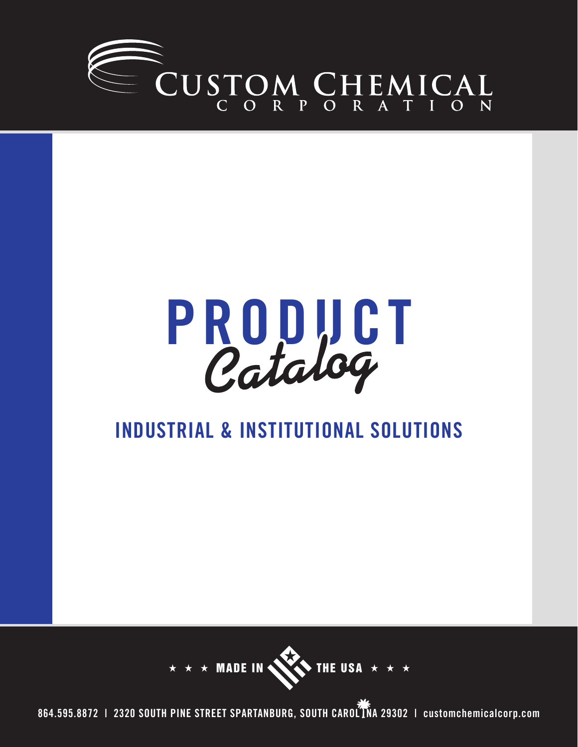# CUSTOM CHEMICAL CORPORATION

# PRODUCT *Catalog*

## INDUSTRIAL & INSTITUTIONAL SOLUTIONS

★ ★ ★ MADE IN THE USA ★ ★ ★

864.595.8872 | 2320 SOUTH PINE STREET SPARTANBURG, SOUTH CAROLINA 29302 | customchemicalcorp.com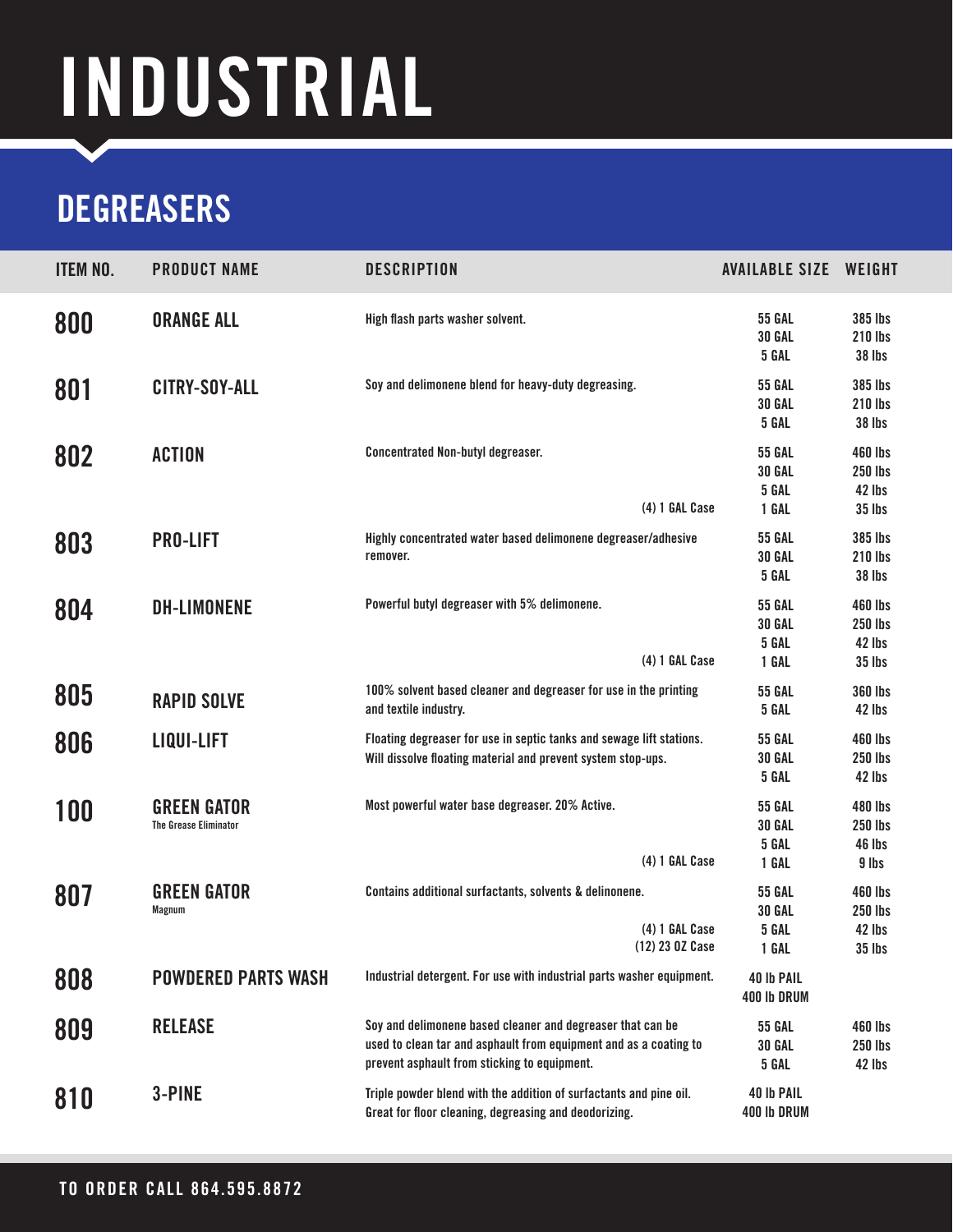# INDUSTRIAL

## DEGREASERS

| ITEM NO. | PRODUCT NAME | DESCRIPTION | AVAILABLE SIZE | WEIGHT |
|---|---|---|---|---|
| 800 | ORANGE ALL | High flash parts washer solvent. | 55 GAL<br>30 GAL<br>5 GAL | 385 lbs<br>210 lbs<br>38 lbs |
| 801 | CITRY-SOY-ALL | Soy and delimonene blend for heavy-duty degreasing. | 55 GAL<br>30 GAL<br>5 GAL | 385 lbs<br>210 lbs<br>38 lbs |
| 802 | ACTION | Concentrated Non-butyl degreaser.<br>(4) 1 GAL Case | 55 GAL<br>30 GAL<br>5 GAL<br>1 GAL | 460 lbs<br>250 lbs<br>42 lbs<br>35 lbs |
| 803 | PRO-LIFT | Highly concentrated water based delimonene degreaser/adhesive remover. | 55 GAL<br>30 GAL<br>5 GAL | 385 lbs<br>210 lbs<br>38 lbs |
| 804 | DH-LIMONENE | Powerful butyl degreaser with 5% delimonene.<br>(4) 1 GAL Case | 55 GAL<br>30 GAL<br>5 GAL<br>1 GAL | 460 lbs<br>250 lbs<br>42 lbs<br>35 lbs |
| 805 | RAPID SOLVE | 100% solvent based cleaner and degreaser for use in the printing and textile industry. | 55 GAL<br>5 GAL | 360 lbs<br>42 lbs |
| 806 | LIQUI-LIFT | Floating degreaser for use in septic tanks and sewage lift stations. Will dissolve floating material and prevent system stop-ups. | 55 GAL<br>30 GAL<br>5 GAL | 460 lbs<br>250 lbs<br>42 lbs |
| 100 | GREEN GATOR<br>The Grease Eliminator | Most powerful water base degreaser. 20% Active.<br>(4) 1 GAL Case | 55 GAL<br>30 GAL<br>5 GAL<br>1 GAL | 480 lbs<br>250 lbs<br>46 lbs<br>9 lbs |
| 807 | GREEN GATOR<br>Magnum | Contains additional surfactants, solvents & delinonene.<br>(4) 1 GAL Case<br>(12) 23 OZ Case | 55 GAL<br>30 GAL<br>5 GAL<br>1 GAL | 460 lbs<br>250 lbs<br>42 lbs<br>35 lbs |
| 808 | POWDERED PARTS WASH | Industrial detergent. For use with industrial parts washer equipment. | 40 lb PAIL<br>400 lb DRUM | |
| 809 | RELEASE | Soy and delimonene based cleaner and degreaser that can be used to clean tar and asphault from equipment and as a coating to prevent asphault from sticking to equipment. | 55 GAL<br>30 GAL<br>5 GAL | 460 lbs<br>250 lbs<br>42 lbs |
| 810 | 3-PINE | Triple powder blend with the addition of surfactants and pine oil. Great for floor cleaning, degreasing and deodorizing. | 40 lb PAIL<br>400 lb DRUM | |

TO ORDER CALL 864.595.8872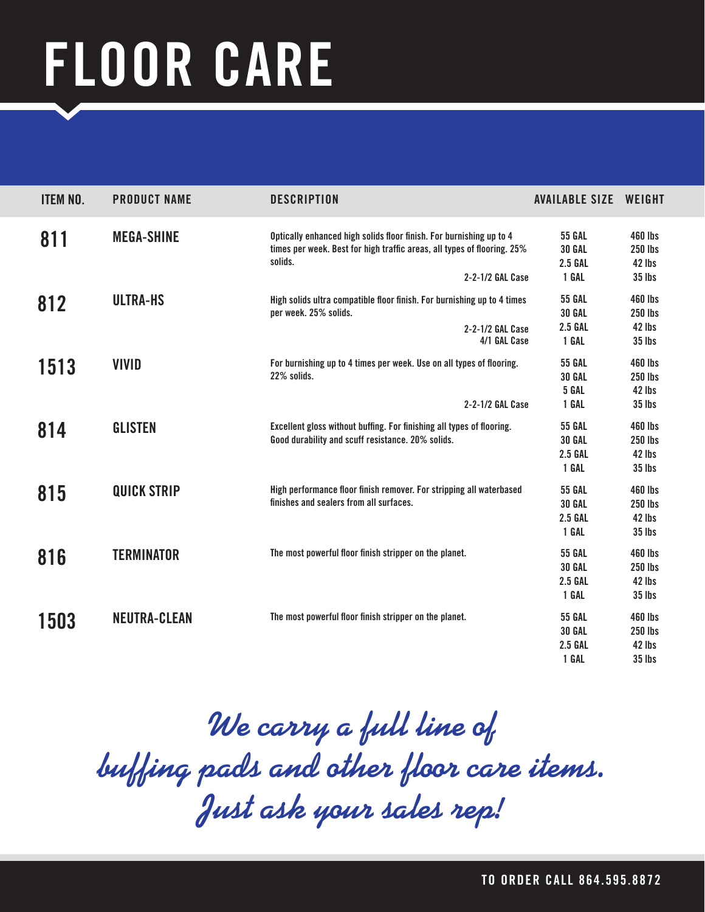# FLOOR CARE

| ITEM NO. | PRODUCT NAME | DESCRIPTION | AVAILABLE SIZE | WEIGHT |
|---|---|---|---|---|
| 811 | MEGA-SHINE | Optically enhanced high solids floor finish. For burnishing up to 4 times per week. Best for high traffic areas, all types of flooring. 25% solids. | 55 GAL | 460 lbs |
| | | | 30 GAL | 250 lbs |
| | | | 2.5 GAL | 42 lbs |
| | | 2-2-1/2 GAL Case | 1 GAL | 35 lbs |
| 812 | ULTRA-HS | High solids ultra compatible floor finish. For burnishing up to 4 times per week. 25% solids. | 55 GAL | 460 lbs |
| | | | 30 GAL | 250 lbs |
| | | 2-2-1/2 GAL Case | 2.5 GAL | 42 lbs |
| | | 4/1 GAL Case | 1 GAL | 35 lbs |
| 1513 | VIVID | For burnishing up to 4 times per week. Use on all types of flooring. 22% solids. | 55 GAL | 460 lbs |
| | | | 30 GAL | 250 lbs |
| | | | 5 GAL | 42 lbs |
| | | 2-2-1/2 GAL Case | 1 GAL | 35 lbs |
| 814 | GLISTEN | Excellent gloss without buffing. For finishing all types of flooring. Good durability and scuff resistance. 20% solids. | 55 GAL | 460 lbs |
| | | | 30 GAL | 250 lbs |
| | | | 2.5 GAL | 42 lbs |
| | | | 1 GAL | 35 lbs |
| 815 | QUICK STRIP | High performance floor finish remover. For stripping all waterbased finishes and sealers from all surfaces. | 55 GAL | 460 lbs |
| | | | 30 GAL | 250 lbs |
| | | | 2.5 GAL | 42 lbs |
| | | | 1 GAL | 35 lbs |
| 816 | TERMINATOR | The most powerful floor finish stripper on the planet. | 55 GAL | 460 lbs |
| | | | 30 GAL | 250 lbs |
| | | | 2.5 GAL | 42 lbs |
| | | | 1 GAL | 35 lbs |
| 1503 | NEUTRA-CLEAN | The most powerful floor finish stripper on the planet. | 55 GAL | 460 lbs |
| | | | 30 GAL | 250 lbs |
| | | | 2.5 GAL | 42 lbs |
| | | | 1 GAL | 35 lbs |

*We carry a full line of buffing pads and other floor care items. Just ask your sales rep!*

**TO ORDER CALL 864.595.8872**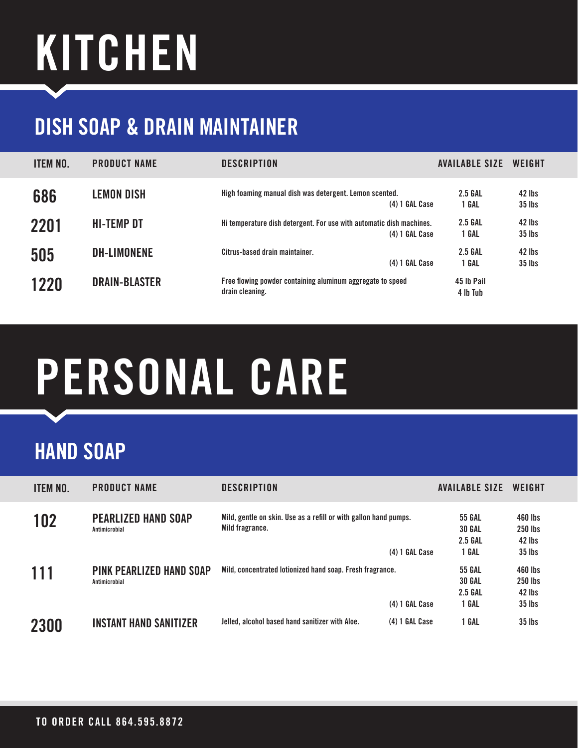# KITCHEN

## DISH SOAP & DRAIN MAINTAINER

| ITEM NO. | PRODUCT NAME | DESCRIPTION | AVAILABLE SIZE | WEIGHT |
|---|---|---|---|---|
| 686 | LEMON DISH | High foaming manual dish was detergent. Lemon scented. | 2.5 GAL | 42 lbs |
| | | (4) 1 GAL Case | 1 GAL | 35 lbs |
| 2201 | HI-TEMP DT | Hi temperature dish detergent. For use with automatic dish machines. | 2.5 GAL | 42 lbs |
| | | (4) 1 GAL Case | 1 GAL | 35 lbs |
| 505 | DH-LIMONENE | Citrus-based drain maintainer. | 2.5 GAL | 42 lbs |
| | | (4) 1 GAL Case | 1 GAL | 35 lbs |
| 1220 | DRAIN-BLASTER | Free flowing powder containing aluminum aggregate to speed drain cleaning. | 45 lb Pail | |
| | | | 4 lb Tub | |

# PERSONAL CARE

## HAND SOAP

| ITEM NO. | PRODUCT NAME | DESCRIPTION | AVAILABLE SIZE | WEIGHT |
|---|---|---|---|---|
| 102 | PEARLIZED HAND SOAP<br>Antimicrobial | Mild, gentle on skin. Use as a refill or with gallon hand pumps. Mild fragrance. | 55 GAL | 460 lbs |
| | | | 30 GAL | 250 lbs |
| | | | 2.5 GAL | 42 lbs |
| | | (4) 1 GAL Case | 1 GAL | 35 lbs |
| 111 | PINK PEARLIZED HAND SOAP<br>Antimicrobial | Mild, concentrated lotionized hand soap. Fresh fragrance. | 55 GAL | 460 lbs |
| | | | 30 GAL | 250 lbs |
| | | | 2.5 GAL | 42 lbs |
| | | (4) 1 GAL Case | 1 GAL | 35 lbs |
| 2300 | INSTANT HAND SANITIZER | Jelled, alcohol based hand sanitizer with Aloe. (4) 1 GAL Case | 1 GAL | 35 lbs |

TO ORDER CALL 864.595.8872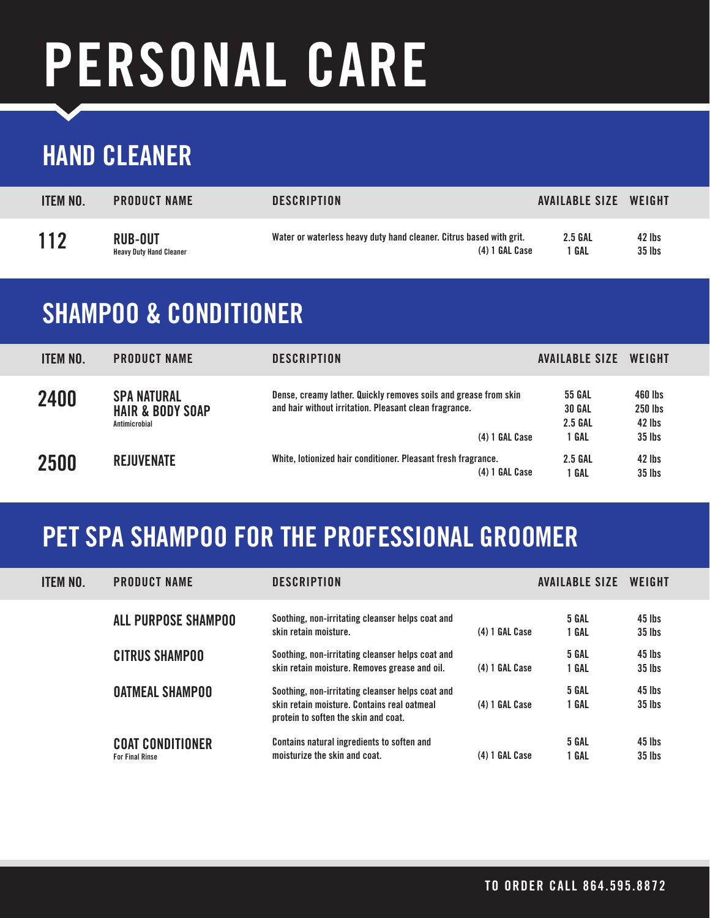# PERSONAL CARE

## HAND CLEANER

| ITEM NO. | PRODUCT NAME | DESCRIPTION | AVAILABLE SIZE | WEIGHT |
|---|---|---|---|---|
| 112 | RUB-OUT<br>Heavy Duty Hand Cleaner | Water or waterless heavy duty hand cleaner. Citrus based with grit. | 2.5 GAL | 42 lbs |
| | | (4) 1 GAL Case | 1 GAL | 35 lbs |

## SHAMPOO & CONDITIONER

| ITEM NO. | PRODUCT NAME | DESCRIPTION | AVAILABLE SIZE | WEIGHT |
|---|---|---|---|---|
| 2400 | SPA NATURAL HAIR & BODY SOAP<br>Antimicrobial | Dense, creamy lather. Quickly removes soils and grease from skin and hair without irritation. Pleasant clean fragrance. | 55 GAL | 460 lbs |
| | | | 30 GAL | 250 lbs |
| | | | 2.5 GAL | 42 lbs |
| | | (4) 1 GAL Case | 1 GAL | 35 lbs |
| 2500 | REJUVENATE | White, lotionized hair conditioner. Pleasant fresh fragrance. | 2.5 GAL | 42 lbs |
| | | (4) 1 GAL Case | 1 GAL | 35 lbs |

## PET SPA SHAMPOO FOR THE PROFESSIONAL GROOMER

| ITEM NO. | PRODUCT NAME | DESCRIPTION | | AVAILABLE SIZE | WEIGHT |
|---|---|---|---|---|---|
| | ALL PURPOSE SHAMPOO | Soothing, non-irritating cleanser helps coat and skin retain moisture. | (4) 1 GAL Case | 5 GAL<br>1 GAL | 45 lbs<br>35 lbs |
| | CITRUS SHAMPOO | Soothing, non-irritating cleanser helps coat and skin retain moisture. Removes grease and oil. | (4) 1 GAL Case | 5 GAL<br>1 GAL | 45 lbs<br>35 lbs |
| | OATMEAL SHAMPOO | Soothing, non-irritating cleanser helps coat and skin retain moisture. Contains real oatmeal protein to soften the skin and coat. | (4) 1 GAL Case | 5 GAL<br>1 GAL | 45 lbs<br>35 lbs |
| | COAT CONDITIONER<br>For Final Rinse | Contains natural ingredients to soften and moisturize the skin and coat. | (4) 1 GAL Case | 5 GAL<br>1 GAL | 45 lbs<br>35 lbs |

**TO ORDER CALL 864.595.8872**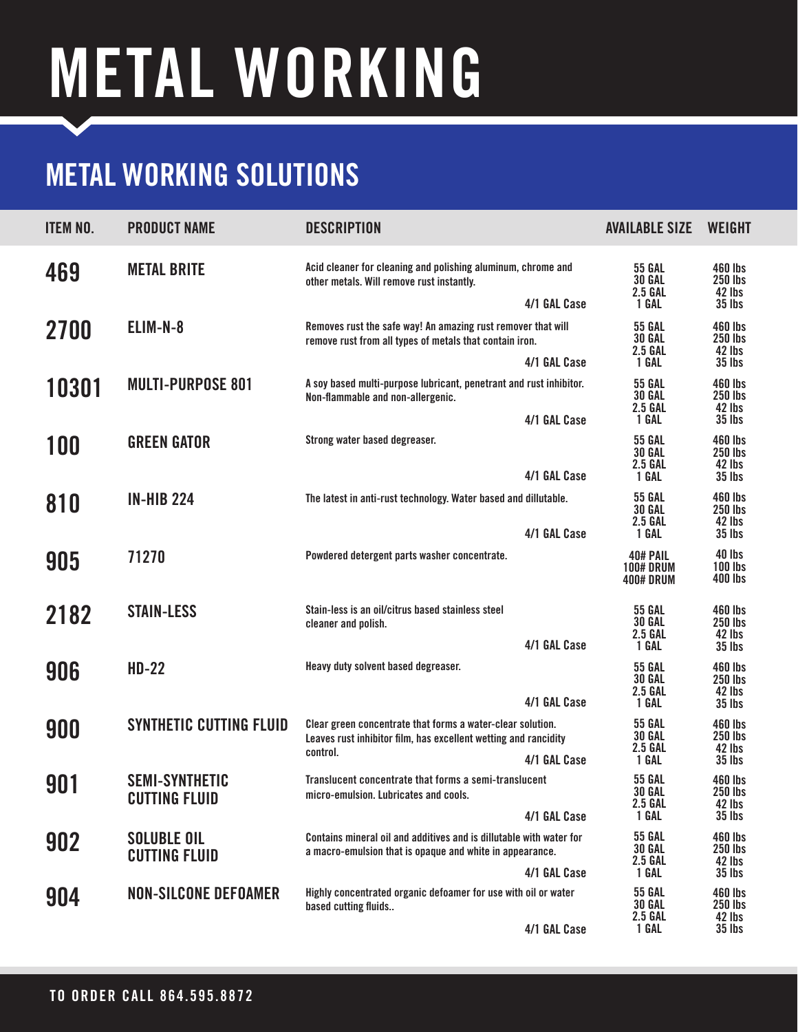# METAL WORKING

## METAL WORKING SOLUTIONS

| ITEM NO. | PRODUCT NAME | DESCRIPTION | AVAILABLE SIZE | WEIGHT |
|---|---|---|---|---|
| 469 | METAL BRITE | Acid cleaner for cleaning and polishing aluminum, chrome and other metals. Will remove rust instantly. 4/1 GAL Case | 55 GAL<br>30 GAL<br>2.5 GAL<br>1 GAL | 460 lbs<br>250 lbs<br>42 lbs<br>35 lbs |
| 2700 | ELIM-N-8 | Removes rust the safe way! An amazing rust remover that will remove rust from all types of metals that contain iron. 4/1 GAL Case | 55 GAL<br>30 GAL<br>2.5 GAL<br>1 GAL | 460 lbs<br>250 lbs<br>42 lbs<br>35 lbs |
| 10301 | MULTI-PURPOSE 801 | A soy based multi-purpose lubricant, penetrant and rust inhibitor. Non-flammable and non-allergenic. 4/1 GAL Case | 55 GAL<br>30 GAL<br>2.5 GAL<br>1 GAL | 460 lbs<br>250 lbs<br>42 lbs<br>35 lbs |
| 100 | GREEN GATOR | Strong water based degreaser. 4/1 GAL Case | 55 GAL<br>30 GAL<br>2.5 GAL<br>1 GAL | 460 lbs<br>250 lbs<br>42 lbs<br>35 lbs |
| 810 | IN-HIB 224 | The latest in anti-rust technology. Water based and dillutable. 4/1 GAL Case | 55 GAL<br>30 GAL<br>2.5 GAL<br>1 GAL | 460 lbs<br>250 lbs<br>42 lbs<br>35 lbs |
| 905 | 71270 | Powdered detergent parts washer concentrate. | 40# PAIL<br>100# DRUM<br>400# DRUM | 40 lbs<br>100 lbs<br>400 lbs |
| 2182 | STAIN-LESS | Stain-less is an oil/citrus based stainless steel cleaner and polish. 4/1 GAL Case | 55 GAL<br>30 GAL<br>2.5 GAL<br>1 GAL | 460 lbs<br>250 lbs<br>42 lbs<br>35 lbs |
| 906 | HD-22 | Heavy duty solvent based degreaser. 4/1 GAL Case | 55 GAL<br>30 GAL<br>2.5 GAL<br>1 GAL | 460 lbs<br>250 lbs<br>42 lbs<br>35 lbs |
| 900 | SYNTHETIC CUTTING FLUID | Clear green concentrate that forms a water-clear solution. Leaves rust inhibitor film, has excellent wetting and rancidity control. 4/1 GAL Case | 55 GAL<br>30 GAL<br>2.5 GAL<br>1 GAL | 460 lbs<br>250 lbs<br>42 lbs<br>35 lbs |
| 901 | SEMI-SYNTHETIC CUTTING FLUID | Translucent concentrate that forms a semi-translucent micro-emulsion. Lubricates and cools. 4/1 GAL Case | 55 GAL<br>30 GAL<br>2.5 GAL<br>1 GAL | 460 lbs<br>250 lbs<br>42 lbs<br>35 lbs |
| 902 | SOLUBLE OIL CUTTING FLUID | Contains mineral oil and additives and is dillutable with water for a macro-emulsion that is opaque and white in appearance. 4/1 GAL Case | 55 GAL<br>30 GAL<br>2.5 GAL<br>1 GAL | 460 lbs<br>250 lbs<br>42 lbs<br>35 lbs |
| 904 | NON-SILCONE DEFOAMER | Highly concentrated organic defoamer for use with oil or water based cutting fluids.. 4/1 GAL Case | 55 GAL<br>30 GAL<br>2.5 GAL<br>1 GAL | 460 lbs<br>250 lbs<br>42 lbs<br>35 lbs |

TO ORDER CALL 864.595.8872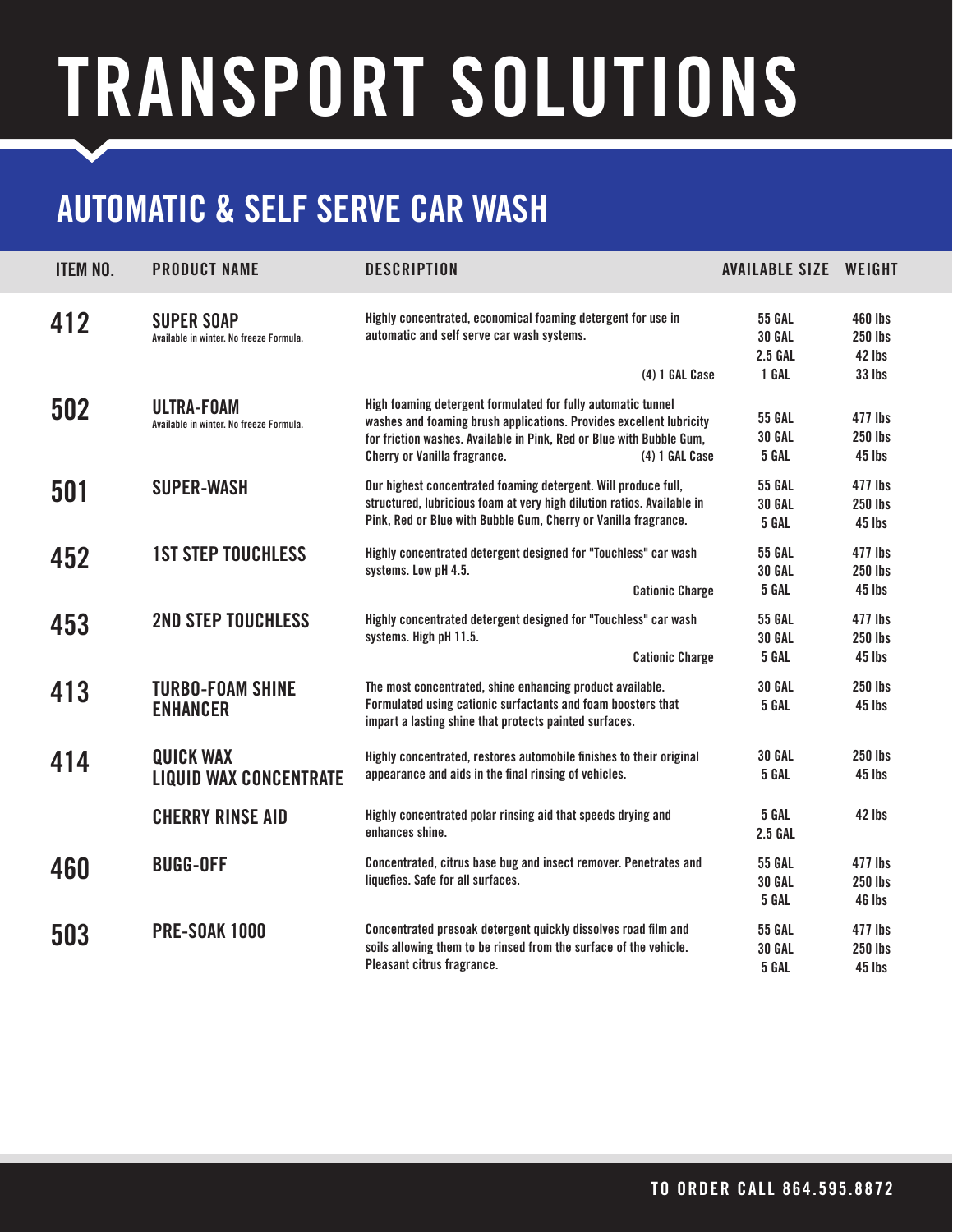# TRANSPORT SOLUTIONS

## AUTOMATIC & SELF SERVE CAR WASH

| ITEM NO. | PRODUCT NAME | DESCRIPTION | AVAILABLE SIZE | WEIGHT |
|---|---|---|---|---|
| 412 | **SUPER SOAP**<br>Available in winter. No freeze Formula. | Highly concentrated, economical foaming detergent for use in automatic and self serve car wash systems.<br>(4) 1 GAL Case | 55 GAL<br>30 GAL<br>2.5 GAL<br>1 GAL | 460 lbs<br>250 lbs<br>42 lbs<br>33 lbs |
| 502 | **ULTRA-FOAM**<br>Available in winter. No freeze Formula. | High foaming detergent formulated for fully automatic tunnel washes and foaming brush applications. Provides excellent lubricity for friction washes. Available in Pink, Red or Blue with Bubble Gum, Cherry or Vanilla fragrance. (4) 1 GAL Case | 55 GAL<br>30 GAL<br>5 GAL | 477 lbs<br>250 lbs<br>45 lbs |
| 501 | **SUPER-WASH** | Our highest concentrated foaming detergent. Will produce full, structured, lubricious foam at very high dilution ratios. Available in Pink, Red or Blue with Bubble Gum, Cherry or Vanilla fragrance. | 55 GAL<br>30 GAL<br>5 GAL | 477 lbs<br>250 lbs<br>45 lbs |
| 452 | **1ST STEP TOUCHLESS** | Highly concentrated detergent designed for "Touchless" car wash systems. Low pH 4.5.<br>Cationic Charge | 55 GAL<br>30 GAL<br>5 GAL | 477 lbs<br>250 lbs<br>45 lbs |
| 453 | **2ND STEP TOUCHLESS** | Highly concentrated detergent designed for "Touchless" car wash systems. High pH 11.5.<br>Cationic Charge | 55 GAL<br>30 GAL<br>5 GAL | 477 lbs<br>250 lbs<br>45 lbs |
| 413 | **TURBO-FOAM SHINE ENHANCER** | The most concentrated, shine enhancing product available. Formulated using cationic surfactants and foam boosters that impart a lasting shine that protects painted surfaces. | 30 GAL<br>5 GAL | 250 lbs<br>45 lbs |
| 414 | **QUICK WAX LIQUID WAX CONCENTRATE** | Highly concentrated, restores automobile finishes to their original appearance and aids in the final rinsing of vehicles. | 30 GAL<br>5 GAL | 250 lbs<br>45 lbs |
| | **CHERRY RINSE AID** | Highly concentrated polar rinsing aid that speeds drying and enhances shine. | 5 GAL<br>2.5 GAL | 42 lbs |
| 460 | **BUGG-OFF** | Concentrated, citrus base bug and insect remover. Penetrates and liquefies. Safe for all surfaces. | 55 GAL<br>30 GAL<br>5 GAL | 477 lbs<br>250 lbs<br>46 lbs |
| 503 | **PRE-SOAK 1000** | Concentrated presoak detergent quickly dissolves road film and soils allowing them to be rinsed from the surface of the vehicle. Pleasant citrus fragrance. | 55 GAL<br>30 GAL<br>5 GAL | 477 lbs<br>250 lbs<br>45 lbs |

TO ORDER CALL 864.595.8872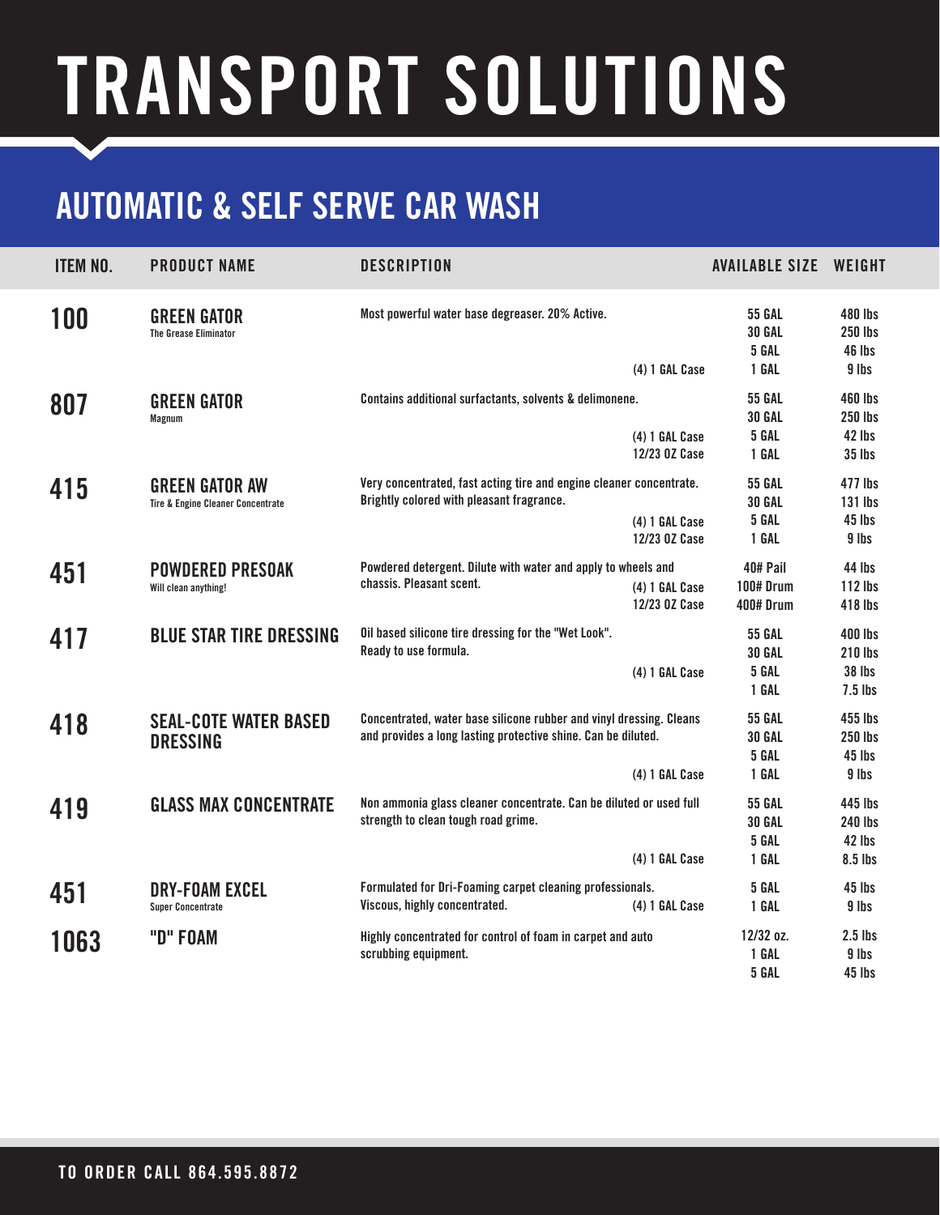# TRANSPORT SOLUTIONS

## AUTOMATIC & SELF SERVE CAR WASH

| ITEM NO. | PRODUCT NAME | DESCRIPTION | | AVAILABLE SIZE | WEIGHT |
|---|---|---|---|---|---|
| **100** | **GREEN GATOR** The Grease Eliminator | Most powerful water base degreaser. 20% Active. | | 55 GAL | 480 lbs |
| | | | | 30 GAL | 250 lbs |
| | | | | 5 GAL | 46 lbs |
| | | | (4) 1 GAL Case | 1 GAL | 9 lbs |
| **807** | **GREEN GATOR** Magnum | Contains additional surfactants, solvents & delimonene. | | 55 GAL | 460 lbs |
| | | | | 30 GAL | 250 lbs |
| | | | (4) 1 GAL Case | 5 GAL | 42 lbs |
| | | | 12/23 OZ Case | 1 GAL | 35 lbs |
| **415** | **GREEN GATOR AW** Tire & Engine Cleaner Concentrate | Very concentrated, fast acting tire and engine cleaner concentrate. Brightly colored with pleasant fragrance. | | 55 GAL | 477 lbs |
| | | | | 30 GAL | 131 lbs |
| | | | (4) 1 GAL Case | 5 GAL | 45 lbs |
| | | | 12/23 OZ Case | 1 GAL | 9 lbs |
| **451** | **POWDERED PRESOAK** Will clean anything! | Powdered detergent. Dilute with water and apply to wheels and chassis. Pleasant scent. | | 40# Pail | 44 lbs |
| | | | (4) 1 GAL Case | 100# Drum | 112 lbs |
| | | | 12/23 OZ Case | 400# Drum | 418 lbs |
| **417** | **BLUE STAR TIRE DRESSING** | Oil based silicone tire dressing for the "Wet Look". Ready to use formula. | | 55 GAL | 400 lbs |
| | | | | 30 GAL | 210 lbs |
| | | | (4) 1 GAL Case | 5 GAL | 38 lbs |
| | | | | 1 GAL | 7.5 lbs |
| **418** | **SEAL-COTE WATER BASED DRESSING** | Concentrated, water base silicone rubber and vinyl dressing. Cleans and provides a long lasting protective shine. Can be diluted. | | 55 GAL | 455 lbs |
| | | | | 30 GAL | 250 lbs |
| | | | | 5 GAL | 45 lbs |
| | | | (4) 1 GAL Case | 1 GAL | 9 lbs |
| **419** | **GLASS MAX CONCENTRATE** | Non ammonia glass cleaner concentrate. Can be diluted or used full strength to clean tough road grime. | | 55 GAL | 445 lbs |
| | | | | 30 GAL | 240 lbs |
| | | | | 5 GAL | 42 lbs |
| | | | (4) 1 GAL Case | 1 GAL | 8.5 lbs |
| **451** | **DRY-FOAM EXCEL** Super Concentrate | Formulated for Dri-Foaming carpet cleaning professionals. Viscous, highly concentrated. | | 5 GAL | 45 lbs |
| | | | (4) 1 GAL Case | 1 GAL | 9 lbs |
| **1063** | **"D" FOAM** | Highly concentrated for control of foam in carpet and auto scrubbing equipment. | | 12/32 oz. | 2.5 lbs |
| | | | | 1 GAL | 9 lbs |
| | | | | 5 GAL | 45 lbs |

**TO ORDER CALL 864.595.8872**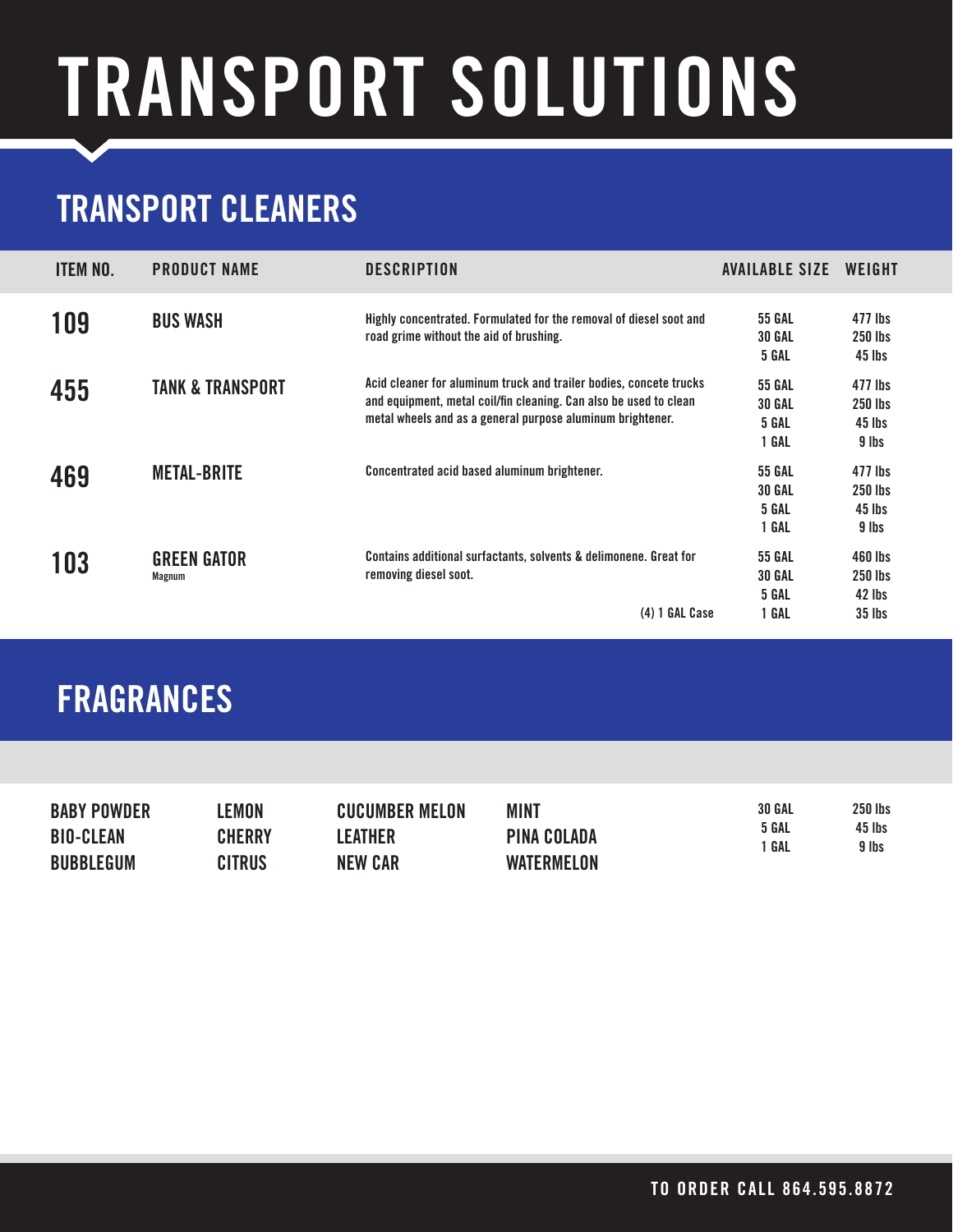# TRANSPORT SOLUTIONS

## TRANSPORT CLEANERS

| ITEM NO. | PRODUCT NAME | DESCRIPTION | AVAILABLE SIZE | WEIGHT |
|---|---|---|---|---|
| 109 | BUS WASH | Highly concentrated. Formulated for the removal of diesel soot and road grime without the aid of brushing. | 55 GAL<br>30 GAL<br>5 GAL | 477 lbs<br>250 lbs<br>45 lbs |
| 455 | TANK & TRANSPORT | Acid cleaner for aluminum truck and trailer bodies, concete trucks and equipment, metal coil/fin cleaning. Can also be used to clean metal wheels and as a general purpose aluminum brightener. | 55 GAL<br>30 GAL<br>5 GAL<br>1 GAL | 477 lbs<br>250 lbs<br>45 lbs<br>9 lbs |
| 469 | METAL-BRITE | Concentrated acid based aluminum brightener. | 55 GAL<br>30 GAL<br>5 GAL<br>1 GAL | 477 lbs<br>250 lbs<br>45 lbs<br>9 lbs |
| 103 | GREEN GATOR<br>Magnum | Contains additional surfactants, solvents & delimonene. Great for removing diesel soot.<br>(4) 1 GAL Case | 55 GAL<br>30 GAL<br>5 GAL<br>1 GAL | 460 lbs<br>250 lbs<br>42 lbs<br>35 lbs |

## FRAGRANCES

| | | | | AVAILABLE SIZE | WEIGHT |
|---|---|---|---|---|---|
| BABY POWDER | LEMON | CUCUMBER MELON | MINT | 30 GAL | 250 lbs |
| BIO-CLEAN | CHERRY | LEATHER | PINA COLADA | 5 GAL | 45 lbs |
| BUBBLEGUM | CITRUS | NEW CAR | WATERMELON | 1 GAL | 9 lbs |

TO ORDER CALL 864.595.8872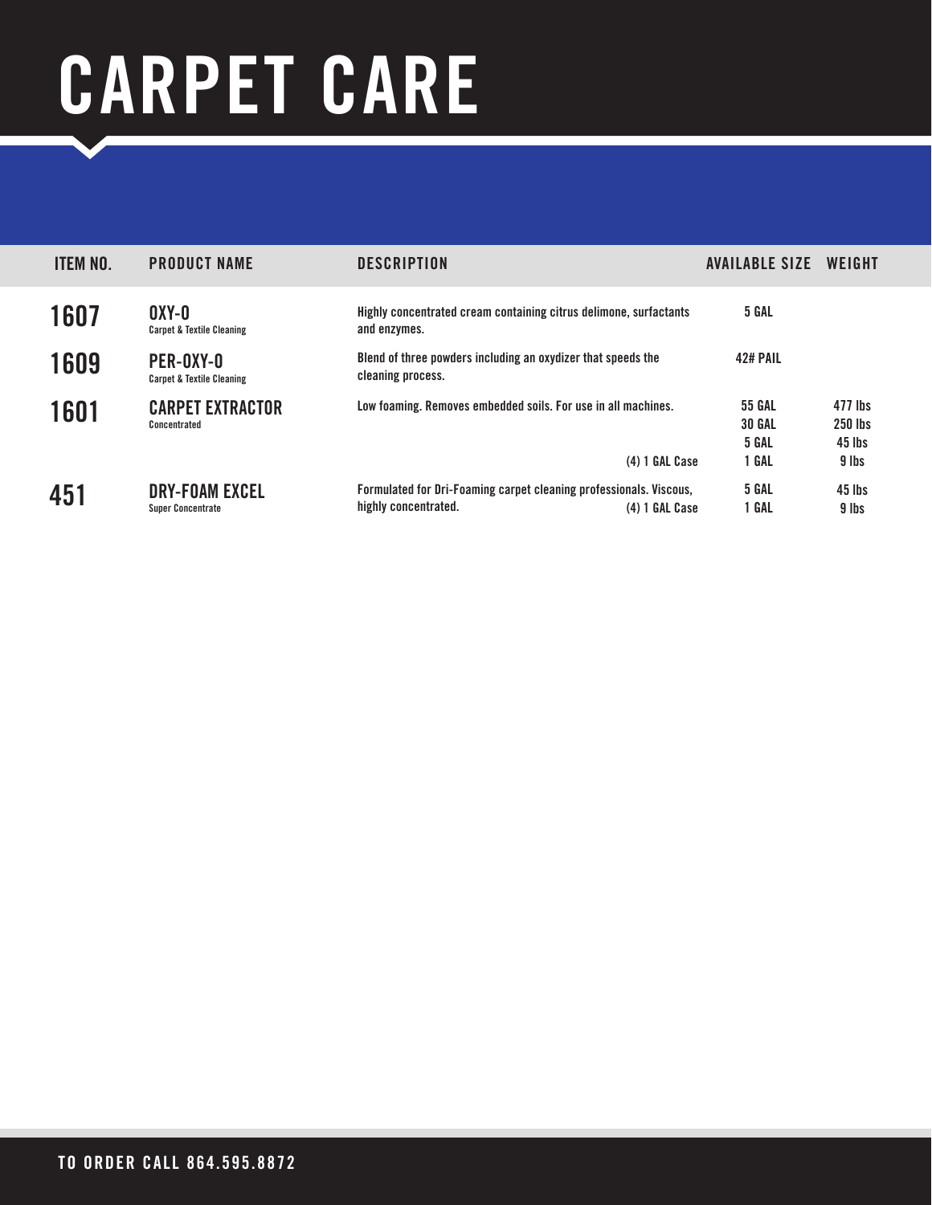# CARPET CARE

| ITEM NO. | PRODUCT NAME | DESCRIPTION | AVAILABLE SIZE | WEIGHT |
|---|---|---|---|---|
| 1607 | **OXY-O** Carpet & Textile Cleaning | Highly concentrated cream containing citrus delimone, surfactants and enzymes. | 5 GAL | |
| 1609 | **PER-OXY-O** Carpet & Textile Cleaning | Blend of three powders including an oxydizer that speeds the cleaning process. | 42# PAIL | |
| 1601 | **CARPET EXTRACTOR** Concentrated | Low foaming. Removes embedded soils. For use in all machines. | 55 GAL | 477 lbs |
| | | | 30 GAL | 250 lbs |
| | | | 5 GAL | 45 lbs |
| | | (4) 1 GAL Case | 1 GAL | 9 lbs |
| 451 | **DRY-FOAM EXCEL** Super Concentrate | Formulated for Dri-Foaming carpet cleaning professionals. Viscous, | 5 GAL | 45 lbs |
| | | highly concentrated. (4) 1 GAL Case | 1 GAL | 9 lbs |

TO ORDER CALL 864.595.8872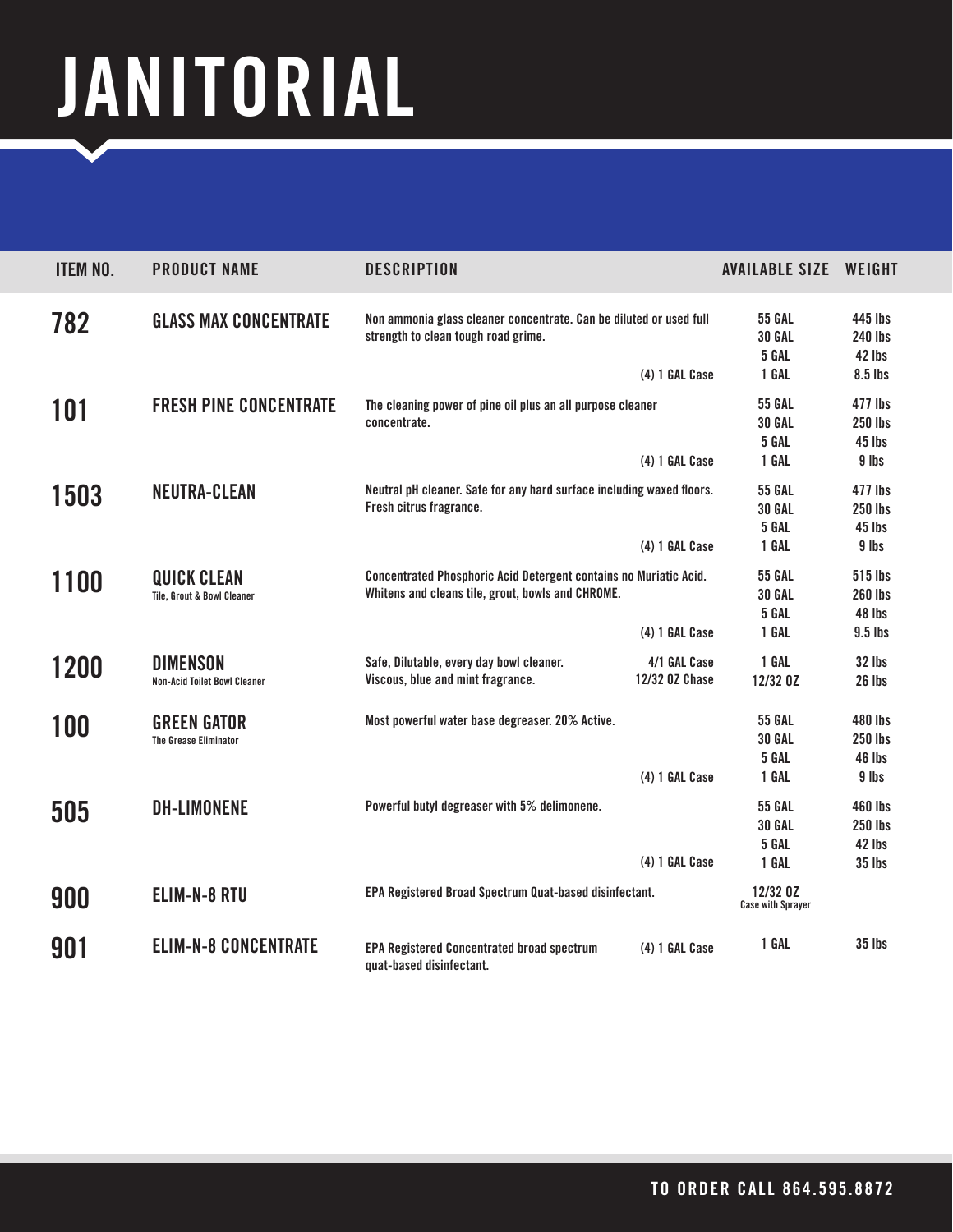# JANITORIAL

| ITEM NO. | PRODUCT NAME | DESCRIPTION | | AVAILABLE SIZE | WEIGHT |
|---|---|---|---|---|---|
| 782 | GLASS MAX CONCENTRATE | Non ammonia glass cleaner concentrate. Can be diluted or used full strength to clean tough road grime. | | 55 GAL | 445 lbs |
| | | | | 30 GAL | 240 lbs |
| | | | | 5 GAL | 42 lbs |
| | | | (4) 1 GAL Case | 1 GAL | 8.5 lbs |
| 101 | FRESH PINE CONCENTRATE | The cleaning power of pine oil plus an all purpose cleaner concentrate. | | 55 GAL | 477 lbs |
| | | | | 30 GAL | 250 lbs |
| | | | | 5 GAL | 45 lbs |
| | | | (4) 1 GAL Case | 1 GAL | 9 lbs |
| 1503 | NEUTRA-CLEAN | Neutral pH cleaner. Safe for any hard surface including waxed floors. Fresh citrus fragrance. | | 55 GAL | 477 lbs |
| | | | | 30 GAL | 250 lbs |
| | | | | 5 GAL | 45 lbs |
| | | | (4) 1 GAL Case | 1 GAL | 9 lbs |
| 1100 | QUICK CLEAN<br>Tile, Grout & Bowl Cleaner | Concentrated Phosphoric Acid Detergent contains no Muriatic Acid. Whitens and cleans tile, grout, bowls and CHROME. | | 55 GAL | 515 lbs |
| | | | | 30 GAL | 260 lbs |
| | | | | 5 GAL | 48 lbs |
| | | | (4) 1 GAL Case | 1 GAL | 9.5 lbs |
| 1200 | DIMENSON<br>Non-Acid Toilet Bowl Cleaner | Safe, Dilutable, every day bowl cleaner. | 4/1 GAL Case | 1 GAL | 32 lbs |
| | | Viscous, blue and mint fragrance. | 12/32 OZ Chase | 12/32 OZ | 26 lbs |
| 100 | GREEN GATOR<br>The Grease Eliminator | Most powerful water base degreaser. 20% Active. | | 55 GAL | 480 lbs |
| | | | | 30 GAL | 250 lbs |
| | | | | 5 GAL | 46 lbs |
| | | | (4) 1 GAL Case | 1 GAL | 9 lbs |
| 505 | DH-LIMONENE | Powerful butyl degreaser with 5% delimonene. | | 55 GAL | 460 lbs |
| | | | | 30 GAL | 250 lbs |
| | | | | 5 GAL | 42 lbs |
| | | | (4) 1 GAL Case | 1 GAL | 35 lbs |
| 900 | ELIM-N-8 RTU | EPA Registered Broad Spectrum Quat-based disinfectant. | | 12/32 OZ<br>Case with Sprayer | |
| 901 | ELIM-N-8 CONCENTRATE | EPA Registered Concentrated broad spectrum quat-based disinfectant. | (4) 1 GAL Case | 1 GAL | 35 lbs |

TO ORDER CALL 864.595.8872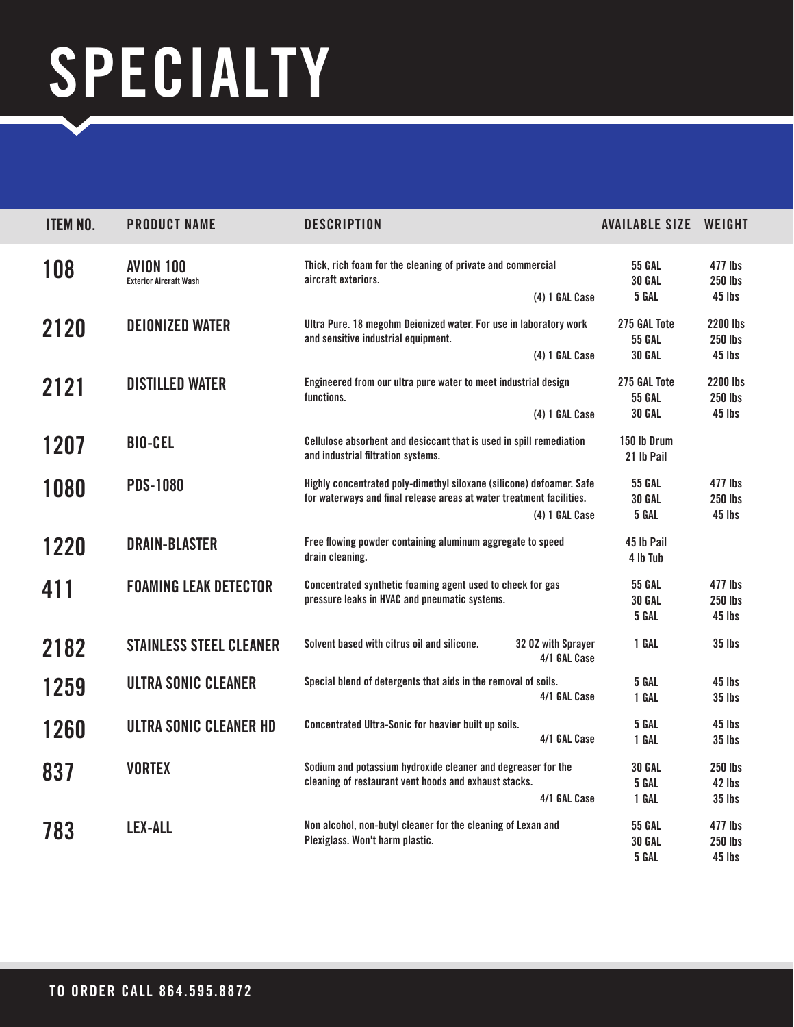# SPECIALTY

| ITEM NO. | PRODUCT NAME | DESCRIPTION | AVAILABLE SIZE | WEIGHT |
|---|---|---|---|---|
| 108 | AVION 100<br>Exterior Aircraft Wash | Thick, rich foam for the cleaning of private and commercial aircraft exteriors.<br>(4) 1 GAL Case | 55 GAL<br>30 GAL<br>5 GAL | 477 lbs<br>250 lbs<br>45 lbs |
| 2120 | DEIONIZED WATER | Ultra Pure. 18 megohm Deionized water. For use in laboratory work and sensitive industrial equipment.<br>(4) 1 GAL Case | 275 GAL Tote<br>55 GAL<br>30 GAL | 2200 lbs<br>250 lbs<br>45 lbs |
| 2121 | DISTILLED WATER | Engineered from our ultra pure water to meet industrial design functions.<br>(4) 1 GAL Case | 275 GAL Tote<br>55 GAL<br>30 GAL | 2200 lbs<br>250 lbs<br>45 lbs |
| 1207 | BIO-CEL | Cellulose absorbent and desiccant that is used in spill remediation and industrial filtration systems. | 150 lb Drum<br>21 lb Pail | |
| 1080 | PDS-1080 | Highly concentrated poly-dimethyl siloxane (silicone) defoamer. Safe for waterways and final release areas at water treatment facilities.<br>(4) 1 GAL Case | 55 GAL<br>30 GAL<br>5 GAL | 477 lbs<br>250 lbs<br>45 lbs |
| 1220 | DRAIN-BLASTER | Free flowing powder containing aluminum aggregate to speed drain cleaning. | 45 lb Pail<br>4 lb Tub | |
| 411 | FOAMING LEAK DETECTOR | Concentrated synthetic foaming agent used to check for gas pressure leaks in HVAC and pneumatic systems. | 55 GAL<br>30 GAL<br>5 GAL | 477 lbs<br>250 lbs<br>45 lbs |
| 2182 | STAINLESS STEEL CLEANER | Solvent based with citrus oil and silicone.<br>32 OZ with Sprayer<br>4/1 GAL Case | 1 GAL | 35 lbs |
| 1259 | ULTRA SONIC CLEANER | Special blend of detergents that aids in the removal of soils.<br>4/1 GAL Case | 5 GAL<br>1 GAL | 45 lbs<br>35 lbs |
| 1260 | ULTRA SONIC CLEANER HD | Concentrated Ultra-Sonic for heavier built up soils.<br>4/1 GAL Case | 5 GAL<br>1 GAL | 45 lbs<br>35 lbs |
| 837 | VORTEX | Sodium and potassium hydroxide cleaner and degreaser for the cleaning of restaurant vent hoods and exhaust stacks.<br>4/1 GAL Case | 30 GAL<br>5 GAL<br>1 GAL | 250 lbs<br>42 lbs<br>35 lbs |
| 783 | LEX-ALL | Non alcohol, non-butyl cleaner for the cleaning of Lexan and Plexiglass. Won't harm plastic. | 55 GAL<br>30 GAL<br>5 GAL | 477 lbs<br>250 lbs<br>45 lbs |

TO ORDER CALL 864.595.8872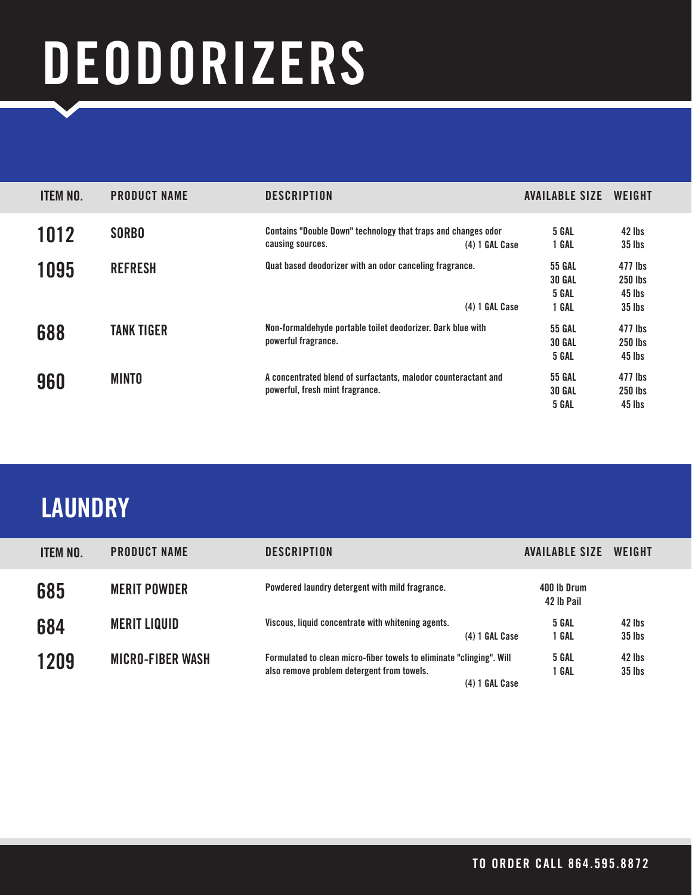# DEODORIZERS

| ITEM NO. | PRODUCT NAME | DESCRIPTION | AVAILABLE SIZE | WEIGHT |
|---|---|---|---|---|
| 1012 | SORBO | Contains "Double Down" technology that traps and changes odor causing sources. | 5 GAL | 42 lbs |
| | | (4) 1 GAL Case | 1 GAL | 35 lbs |
| 1095 | REFRESH | Quat based deodorizer with an odor canceling fragrance. | 55 GAL | 477 lbs |
| | | | 30 GAL | 250 lbs |
| | | | 5 GAL | 45 lbs |
| | | (4) 1 GAL Case | 1 GAL | 35 lbs |
| 688 | TANK TIGER | Non-formaldehyde portable toilet deodorizer. Dark blue with powerful fragrance. | 55 GAL | 477 lbs |
| | | | 30 GAL | 250 lbs |
| | | | 5 GAL | 45 lbs |
| 960 | MINTO | A concentrated blend of surfactants, malodor counteractant and powerful, fresh mint fragrance. | 55 GAL | 477 lbs |
| | | | 30 GAL | 250 lbs |
| | | | 5 GAL | 45 lbs |

## LAUNDRY

| ITEM NO. | PRODUCT NAME | DESCRIPTION | AVAILABLE SIZE | WEIGHT |
|---|---|---|---|---|
| 685 | MERIT POWDER | Powdered laundry detergent with mild fragrance. | 400 lb Drum | |
| | | | 42 lb Pail | |
| 684 | MERIT LIQUID | Viscous, liquid concentrate with whitening agents. | 5 GAL | 42 lbs |
| | | (4) 1 GAL Case | 1 GAL | 35 lbs |
| 1209 | MICRO-FIBER WASH | Formulated to clean micro-fiber towels to eliminate "clinging". Will also remove problem detergent from towels. | 5 GAL | 42 lbs |
| | | (4) 1 GAL Case | 1 GAL | 35 lbs |

TO ORDER CALL 864.595.8872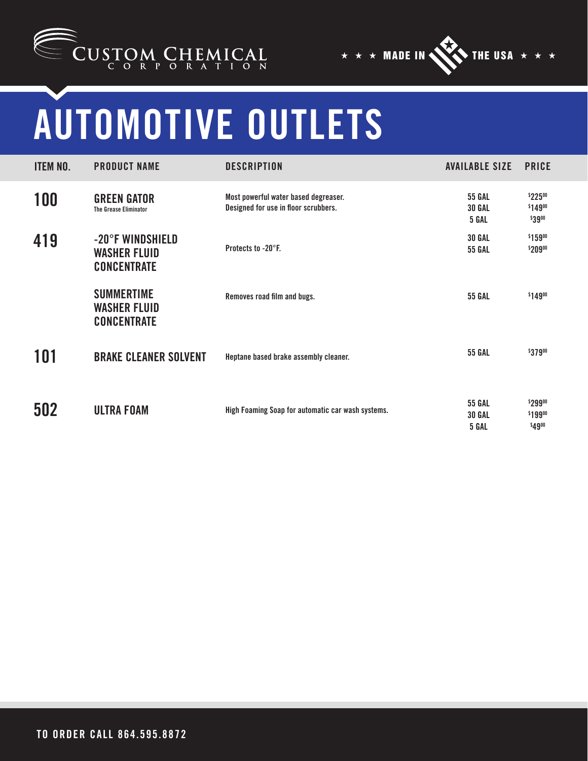CUSTOM CHEMICAL CORPORATION

★ ★ ★ MADE IN THE USA ★ ★ ★

# AUTOMOTIVE OUTLETS

| ITEM NO. | PRODUCT NAME | DESCRIPTION | AVAILABLE SIZE | PRICE |
|---|---|---|---|---|
| 100 | **GREEN GATOR** The Grease Eliminator | Most powerful water based degreaser. Designed for use in floor scrubbers. | 55 GAL<br>30 GAL<br>5 GAL | $225.00<br>$149.00<br>$39.00 |
| 419 | **-20°F WINDSHIELD WASHER FLUID CONCENTRATE** | Protects to -20°F. | 30 GAL<br>55 GAL | $159.00<br>$209.00 |
| | **SUMMERTIME WASHER FLUID CONCENTRATE** | Removes road film and bugs. | 55 GAL | $149.00 |
| 101 | **BRAKE CLEANER SOLVENT** | Heptane based brake assembly cleaner. | 55 GAL | $379.00 |
| 502 | **ULTRA FOAM** | High Foaming Soap for automatic car wash systems. | 55 GAL<br>30 GAL<br>5 GAL | $299.00<br>$199.00<br>$49.00 |

TO ORDER CALL 864.595.8872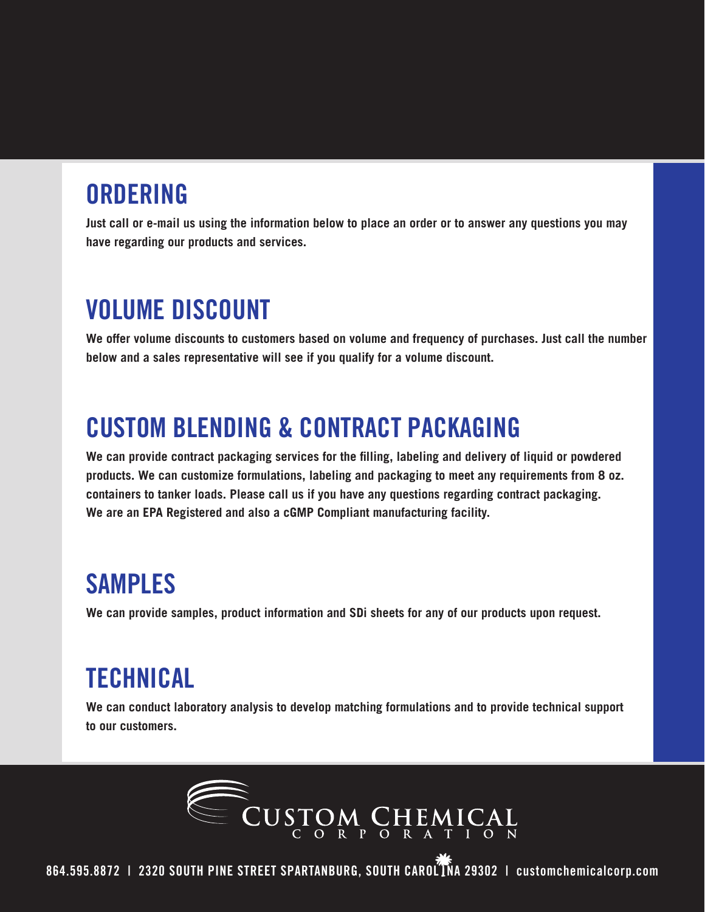## ORDERING

**Just call or e-mail us using the information below to place an order or to answer any questions you may have regarding our products and services.**

## VOLUME DISCOUNT

**We offer volume discounts to customers based on volume and frequency of purchases. Just call the number below and a sales representative will see if you qualify for a volume discount.**

## CUSTOM BLENDING & CONTRACT PACKAGING

**We can provide contract packaging services for the filling, labeling and delivery of liquid or powdered products. We can customize formulations, labeling and packaging to meet any requirements from 8 oz. containers to tanker loads. Please call us if you have any questions regarding contract packaging. We are an EPA Registered and also a cGMP Compliant manufacturing facility.**

## SAMPLES

**We can provide samples, product information and SDi sheets for any of our products upon request.**

## TECHNICAL

**We can conduct laboratory analysis to develop matching formulations and to provide technical support to our customers.**

CUSTOM CHEMICAL CORPORATION

864.595.8872 | 2320 SOUTH PINE STREET SPARTANBURG, SOUTH CAROLINA 29302 | customchemicalcorp.com